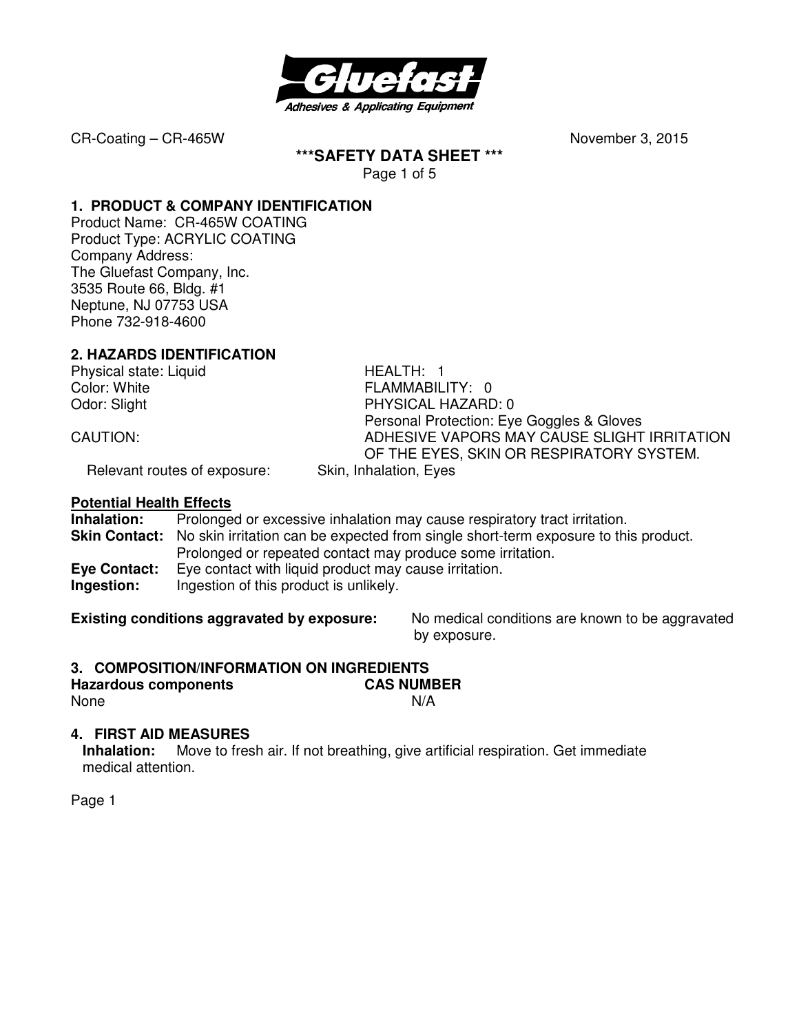CR-Coating – CR-465W November 3, 2015

# ***SAFETY DATA SHEET ***

## 1. PRODUCT & COMPANY IDENTIFICATION

Product Name: CR-465W COATING
Product Type: ACRYLIC COATING
Company Address:
The Gluefast Company, Inc.
3535 Route 66, Bldg. #1
Neptune, NJ 07753 USA
Phone 732-918-4600

## 2. HAZARDS IDENTIFICATION

Physical state: Liquid
Color: White
Odor: Slight

HEALTH: 1
FLAMMABILITY: 0
PHYSICAL HAZARD: 0
Personal Protection: Eye Goggles & Gloves

CAUTION: ADHESIVE VAPORS MAY CAUSE SLIGHT IRRITATION OF THE EYES, SKIN OR RESPIRATORY SYSTEM.

Relevant routes of exposure: Skin, Inhalation, Eyes

### Potential Health Effects

**Inhalation:** Prolonged or excessive inhalation may cause respiratory tract irritation.
**Skin Contact:** No skin irritation can be expected from single short-term exposure to this product. Prolonged or repeated contact may produce some irritation.
**Eye Contact:** Eye contact with liquid product may cause irritation.
**Ingestion:** Ingestion of this product is unlikely.

**Existing conditions aggravated by exposure:** No medical conditions are known to be aggravated by exposure.

## 3. COMPOSITION/INFORMATION ON INGREDIENTS

| Hazardous components | CAS NUMBER |
| --- | --- |
| None | N/A |

## 4. FIRST AID MEASURES

**Inhalation:** Move to fresh air. If not breathing, give artificial respiration. Get immediate medical attention.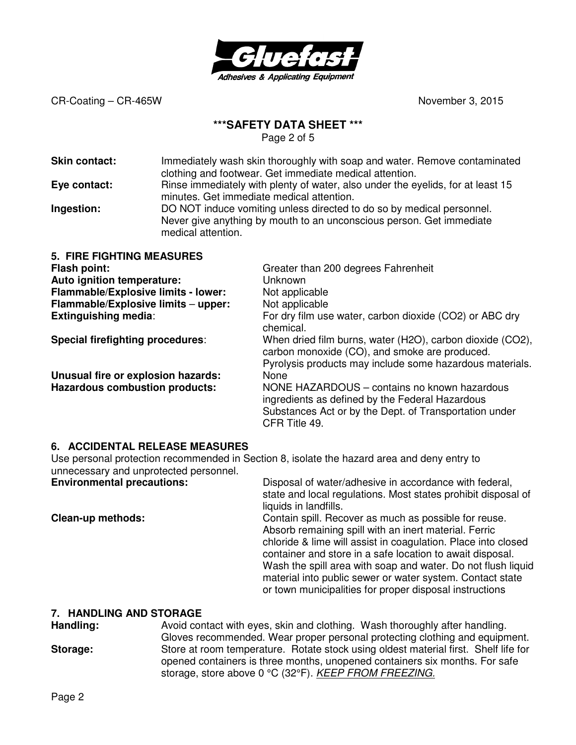**Skin contact:** Immediately wash skin thoroughly with soap and water. Remove contaminated clothing and footwear. Get immediate medical attention.

**Eye contact:** Rinse immediately with plenty of water, also under the eyelids, for at least 15 minutes. Get immediate medical attention.

**Ingestion:** DO NOT induce vomiting unless directed to do so by medical personnel. Never give anything by mouth to an unconscious person. Get immediate medical attention.

## 5. FIRE FIGHTING MEASURES

**Flash point:** Greater than 200 degrees Fahrenheit

**Auto ignition temperature:** Unknown

**Flammable/Explosive limits - lower:** Not applicable

**Flammable/Explosive limits – upper:** Not applicable

**Extinguishing media**: For dry film use water, carbon dioxide (CO2) or ABC dry chemical.

**Special firefighting procedures**: When dried film burns, water (H2O), carbon dioxide (CO2), carbon monoxide (CO), and smoke are produced. Pyrolysis products may include some hazardous materials.

**Unusual fire or explosion hazards:** None

**Hazardous combustion products:** NONE HAZARDOUS – contains no known hazardous ingredients as defined by the Federal Hazardous Substances Act or by the Dept. of Transportation under CFR Title 49.

## 6. ACCIDENTAL RELEASE MEASURES

Use personal protection recommended in Section 8, isolate the hazard area and deny entry to unnecessary and unprotected personnel.

**Environmental precautions:** Disposal of water/adhesive in accordance with federal, state and local regulations. Most states prohibit disposal of liquids in landfills.

**Clean-up methods:** Contain spill. Recover as much as possible for reuse. Absorb remaining spill with an inert material. Ferric chloride & lime will assist in coagulation. Place into closed container and store in a safe location to await disposal. Wash the spill area with soap and water. Do not flush liquid material into public sewer or water system. Contact state or town municipalities for proper disposal instructions

## 7. HANDLING AND STORAGE

**Handling:** Avoid contact with eyes, skin and clothing. Wash thoroughly after handling. Gloves recommended. Wear proper personal protecting clothing and equipment.

**Storage:** Store at room temperature. Rotate stock using oldest material first. Shelf life for opened containers is three months, unopened containers six months. For safe storage, store above 0 °C (32°F). *KEEP FROM FREEZING.*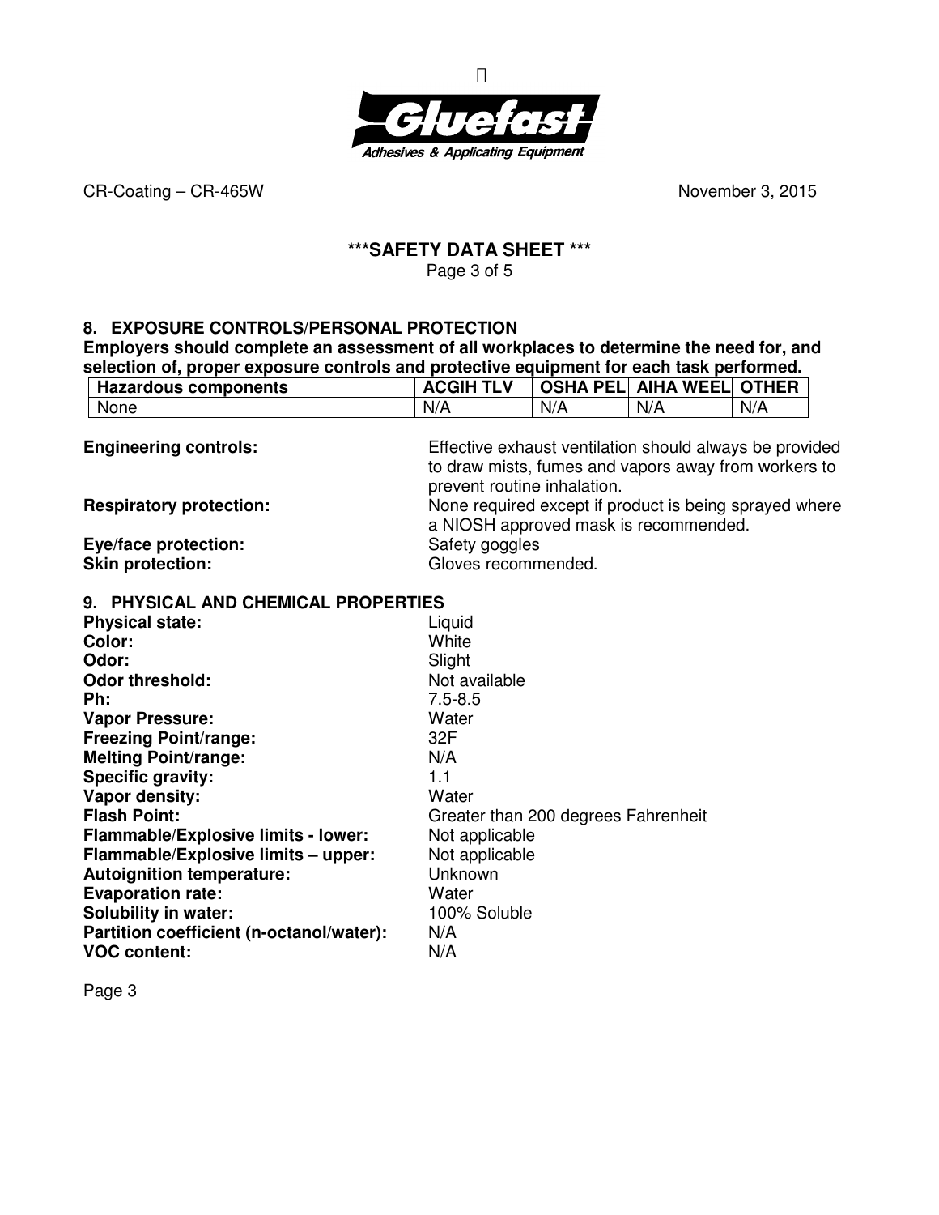CR-Coating – CR-465W November 3, 2015

## \*\*\*SAFETY DATA SHEET \*\*\*

## 8. EXPOSURE CONTROLS/PERSONAL PROTECTION

**Employers should complete an assessment of all workplaces to determine the need for, and selection of, proper exposure controls and protective equipment for each task performed.**

| Hazardous components | ACGIH TLV | OSHA PEL | AIHA WEEL | OTHER |
|---|---|---|---|---|
| None | N/A | N/A | N/A | N/A |

**Engineering controls:** Effective exhaust ventilation should always be provided to draw mists, fumes and vapors away from workers to prevent routine inhalation.

**Respiratory protection:** None required except if product is being sprayed where a NIOSH approved mask is recommended.

**Eye/face protection:** Safety goggles

**Skin protection:** Gloves recommended.

## 9. PHYSICAL AND CHEMICAL PROPERTIES

**Physical state:** Liquid
**Color:** White
**Odor:** Slight
**Odor threshold:** Not available
**Ph:** 7.5-8.5
**Vapor Pressure:** Water
**Freezing Point/range:** 32F
**Melting Point/range:** N/A
**Specific gravity:** 1.1
**Vapor density:** Water
**Flash Point:** Greater than 200 degrees Fahrenheit
**Flammable/Explosive limits - lower:** Not applicable
**Flammable/Explosive limits – upper:** Not applicable
**Autoignition temperature:** Unknown
**Evaporation rate:** Water
**Solubility in water:** 100% Soluble
**Partition coefficient (n-octanol/water):** N/A
**VOC content:** N/A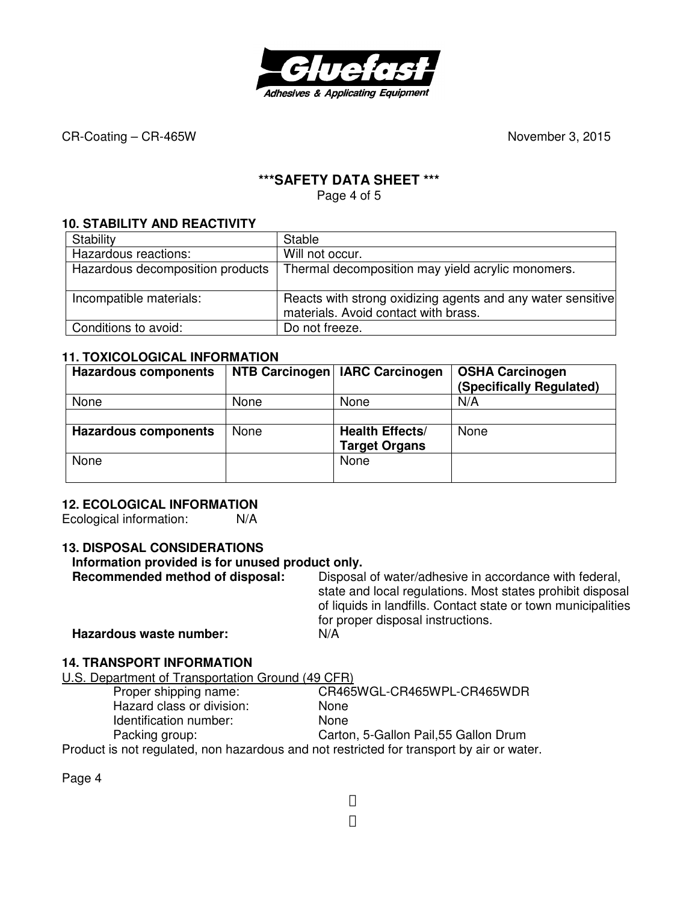## 10. STABILITY AND REACTIVITY

| Stability | Stable |
|---|---|
| Hazardous reactions: | Will not occur. |
| Hazardous decomposition products | Thermal decomposition may yield acrylic monomers. |
| Incompatible materials: | Reacts with strong oxidizing agents and any water sensitive materials. Avoid contact with brass. |
| Conditions to avoid: | Do not freeze. |

## 11. TOXICOLOGICAL INFORMATION

| **Hazardous components** | **NTB Carcinogen** | **IARC Carcinogen** | **OSHA Carcinogen (Specifically Regulated)** |
|---|---|---|---|
| None | None | None | N/A |
| | | | |
| **Hazardous components** | None | **Health Effects/ Target Organs** | None |
| None | | None | |

## 12. ECOLOGICAL INFORMATION

Ecological information: N/A

## 13. DISPOSAL CONSIDERATIONS

**Information provided is for unused product only.**

**Recommended method of disposal:** Disposal of water/adhesive in accordance with federal, state and local regulations. Most states prohibit disposal of liquids in landfills. Contact state or town municipalities for proper disposal instructions.

**Hazardous waste number:** N/A

## 14. TRANSPORT INFORMATION

U.S. Department of Transportation Ground (49 CFR)

- Proper shipping name: CR465WGL-CR465WPL-CR465WDR
- Hazard class or division: None
- Identification number: None
- Packing group: Carton, 5-Gallon Pail,55 Gallon Drum

Product is not regulated, non hazardous and not restricted for transport by air or water.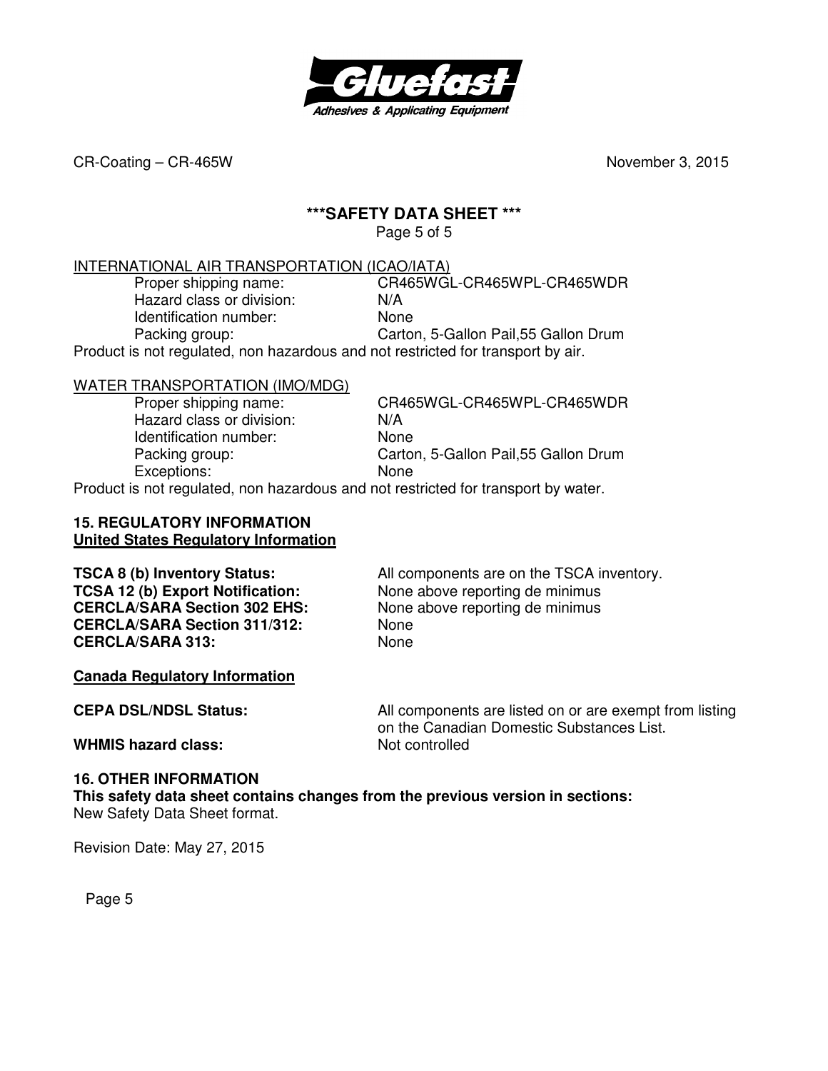INTERNATIONAL AIR TRANSPORTATION (ICAO/IATA)

| | |
|---|---|
| Proper shipping name: | CR465WGL-CR465WPL-CR465WDR |
| Hazard class or division: | N/A |
| Identification number: | None |
| Packing group: | Carton, 5-Gallon Pail,55 Gallon Drum |

Product is not regulated, non hazardous and not restricted for transport by air.

WATER TRANSPORTATION (IMO/MDG)

| | |
|---|---|
| Proper shipping name: | CR465WGL-CR465WPL-CR465WDR |
| Hazard class or division: | N/A |
| Identification number: | None |
| Packing group: | Carton, 5-Gallon Pail,55 Gallon Drum |
| Exceptions: | None |

Product is not regulated, non hazardous and not restricted for transport by water.

## 15. REGULATORY INFORMATION

**United States Regulatory Information**

| | |
|---|---|
| **TSCA 8 (b) Inventory Status:** | All components are on the TSCA inventory. |
| **TCSA 12 (b) Export Notification:** | None above reporting de minimus |
| **CERCLA/SARA Section 302 EHS:** | None above reporting de minimus |
| **CERCLA/SARA Section 311/312:** | None |
| **CERCLA/SARA 313:** | None |

**Canada Regulatory Information**

| | |
|---|---|
| **CEPA DSL/NDSL Status:** | All components are listed on or are exempt from listing on the Canadian Domestic Substances List. |
| **WHMIS hazard class:** | Not controlled |

## 16. OTHER INFORMATION

**This safety data sheet contains changes from the previous version in sections:**
New Safety Data Sheet format.

Revision Date: May 27, 2015